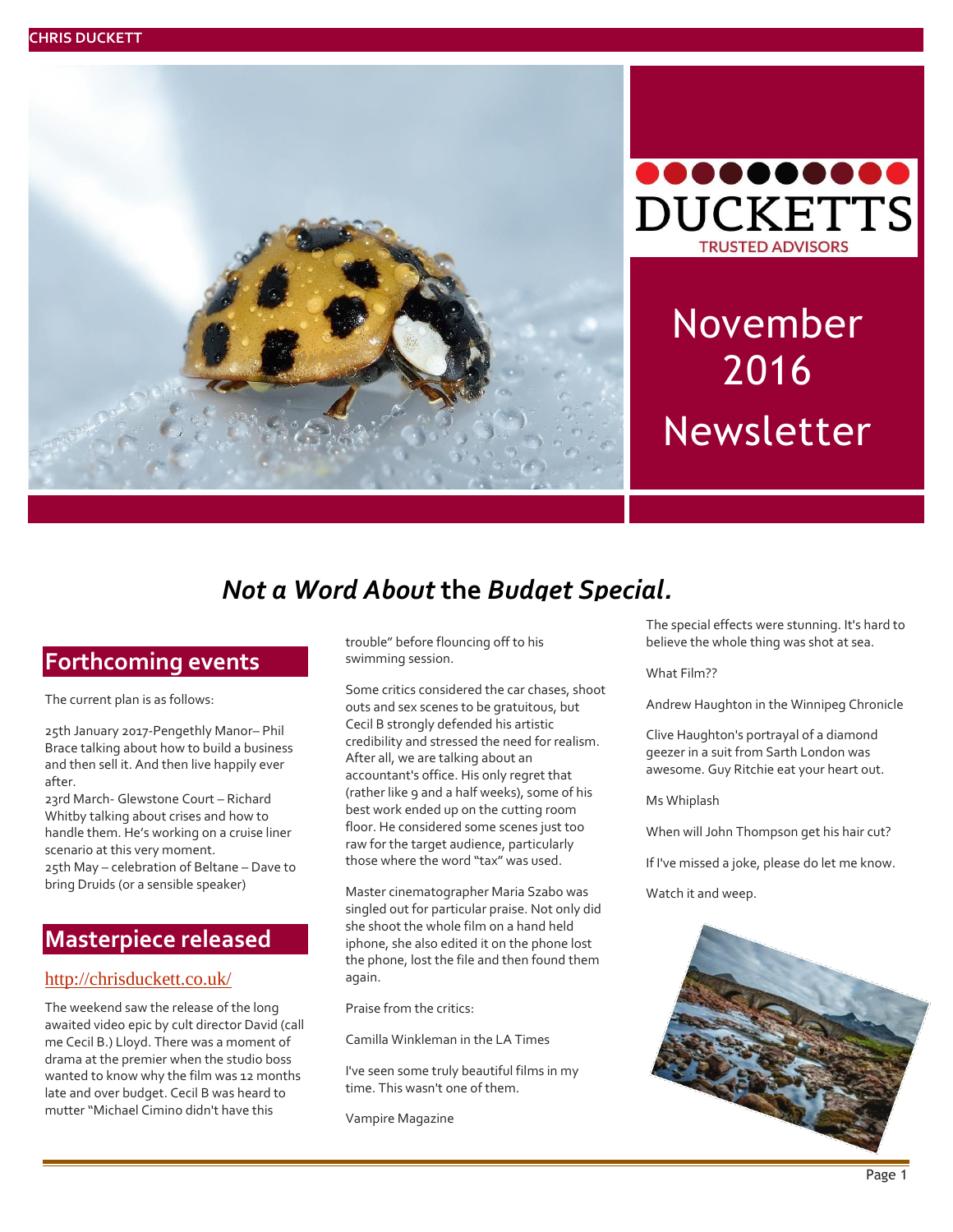# DUCKETTS

TRUSTED ADVISORS

November 2016 Newsletter

## *Not a Word About* the *Budget Special.*

## Forthcoming events

The current plan is as follows:

25th January 2017-Pengethly Manor– Phil Brace talking about how to build a business and then sell it. And then live happily ever after.
23rd March- Glewstone Court – Richard Whitby talking about crises and how to handle them. He's working on a cruise liner scenario at this very moment.
25th May – celebration of Beltane – Dave to bring Druids (or a sensible speaker)

## Masterpiece released

http://chrisduckett.co.uk/

The weekend saw the release of the long awaited video epic by cult director David (call me Cecil B.) Lloyd. There was a moment of drama at the premier when the studio boss wanted to know why the film was 12 months late and over budget. Cecil B was heard to mutter "Michael Cimino didn't have this trouble" before flouncing off to his swimming session.

Some critics considered the car chases, shoot outs and sex scenes to be gratuitous, but Cecil B strongly defended his artistic credibility and stressed the need for realism. After all, we are talking about an accountant's office. His only regret that (rather like 9 and a half weeks), some of his best work ended up on the cutting room floor. He considered some scenes just too raw for the target audience, particularly those where the word "tax" was used.

Master cinematographer Maria Szabo was singled out for particular praise. Not only did she shoot the whole film on a hand held iphone, she also edited it on the phone lost the phone, lost the file and then found them again.

Praise from the critics:

Camilla Winkleman in the LA Times

I've seen some truly beautiful films in my time. This wasn't one of them.

Vampire Magazine

The special effects were stunning. It's hard to believe the whole thing was shot at sea.

What Film??

Andrew Haughton in the Winnipeg Chronicle

Clive Haughton's portrayal of a diamond geezer in a suit from Sarth London was awesome. Guy Ritchie eat your heart out.

Ms Whiplash

When will John Thompson get his hair cut?

If I've missed a joke, please do let me know.

Watch it and weep.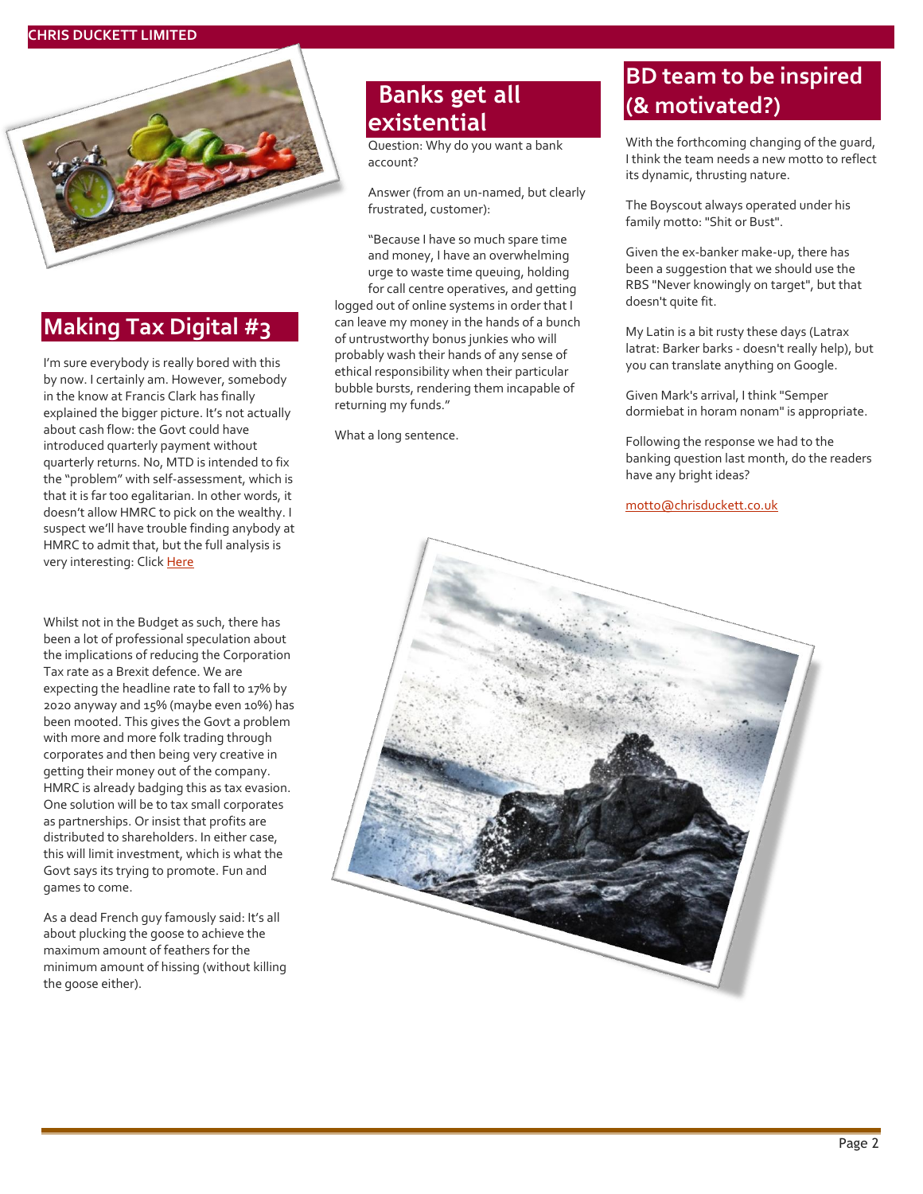## Making Tax Digital #3

I'm sure everybody is really bored with this by now. I certainly am. However, somebody in the know at Francis Clark has finally explained the bigger picture. It's not actually about cash flow: the Govt could have introduced quarterly payment without quarterly returns. No, MTD is intended to fix the "problem" with self-assessment, which is that it is far too egalitarian. In other words, it doesn't allow HMRC to pick on the wealthy. I suspect we'll have trouble finding anybody at HMRC to admit that, but the full analysis is very interesting: Click Here

Whilst not in the Budget as such, there has been a lot of professional speculation about the implications of reducing the Corporation Tax rate as a Brexit defence. We are expecting the headline rate to fall to 17% by 2020 anyway and 15% (maybe even 10%) has been mooted. This gives the Govt a problem with more and more folk trading through corporates and then being very creative in getting their money out of the company. HMRC is already badging this as tax evasion. One solution will be to tax small corporates as partnerships. Or insist that profits are distributed to shareholders. In either case, this will limit investment, which is what the Govt says its trying to promote. Fun and games to come.

As a dead French guy famously said: It's all about plucking the goose to achieve the maximum amount of feathers for the minimum amount of hissing (without killing the goose either).

## Banks get all existential

Question: Why do you want a bank account?

Answer (from an un-named, but clearly frustrated, customer):

"Because I have so much spare time and money, I have an overwhelming urge to waste time queuing, holding for call centre operatives, and getting logged out of online systems in order that I can leave my money in the hands of a bunch of untrustworthy bonus junkies who will probably wash their hands of any sense of ethical responsibility when their particular bubble bursts, rendering them incapable of returning my funds."

What a long sentence.

## BD team to be inspired (& motivated?)

With the forthcoming changing of the guard, I think the team needs a new motto to reflect its dynamic, thrusting nature.

The Boyscout always operated under his family motto: "Shit or Bust".

Given the ex-banker make-up, there has been a suggestion that we should use the RBS "Never knowingly on target", but that doesn't quite fit.

My Latin is a bit rusty these days (Latrax latrat: Barker barks - doesn't really help), but you can translate anything on Google.

Given Mark's arrival, I think "Semper dormiebat in horam nonam" is appropriate.

Following the response we had to the banking question last month, do the readers have any bright ideas?

motto@chrisduckett.co.uk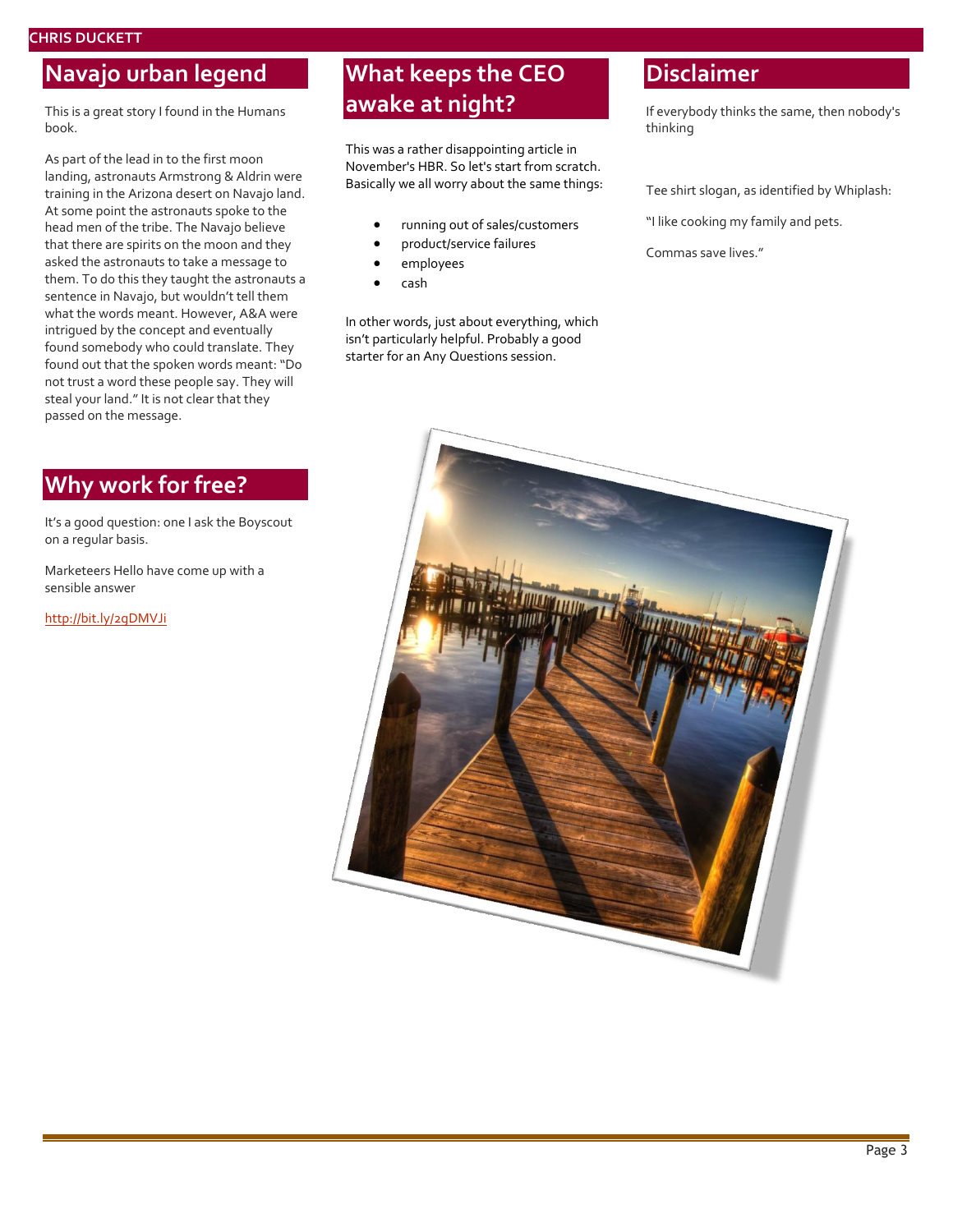## Navajo urban legend

This is a great story I found in the Humans book.

As part of the lead in to the first moon landing, astronauts Armstrong & Aldrin were training in the Arizona desert on Navajo land. At some point the astronauts spoke to the head men of the tribe. The Navajo believe that there are spirits on the moon and they asked the astronauts to take a message to them. To do this they taught the astronauts a sentence in Navajo, but wouldn't tell them what the words meant. However, A&A were intrigued by the concept and eventually found somebody who could translate. They found out that the spoken words meant: "Do not trust a word these people say. They will steal your land." It is not clear that they passed on the message.

## Why work for free?

It's a good question: one I ask the Boyscout on a regular basis.

Marketeers Hello have come up with a sensible answer

http://bit.ly/2qDMVJi

## What keeps the CEO awake at night?

This was a rather disappointing article in November's HBR. So let's start from scratch. Basically we all worry about the same things:

- running out of sales/customers
- product/service failures
- employees
- cash

In other words, just about everything, which isn't particularly helpful. Probably a good starter for an Any Questions session.

## Disclaimer

If everybody thinks the same, then nobody's thinking

Tee shirt slogan, as identified by Whiplash:

"I like cooking my family and pets.

Commas save lives."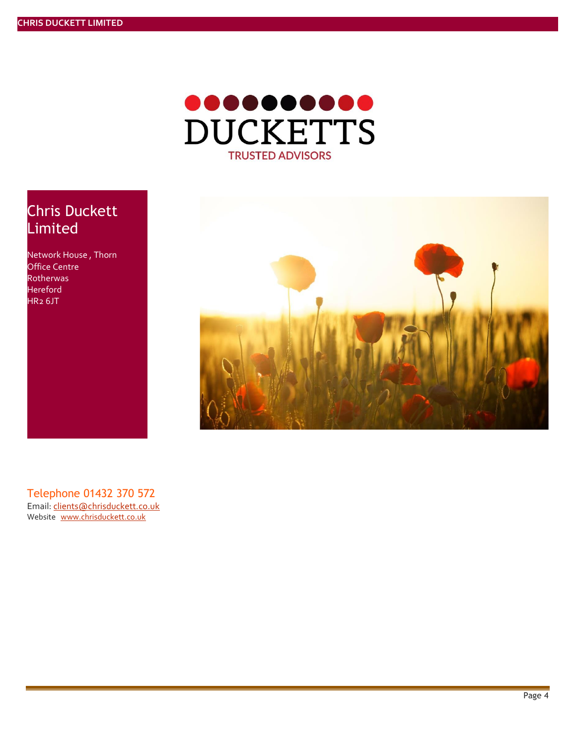DUCKETTS

TRUSTED ADVISORS

## Chris Duckett Limited

Network House , Thorn
Office Centre
Rotherwas
Hereford
HR2 6JT

Telephone 01432 370 572
Email: clients@chrisduckett.co.uk
Website www.chrisduckett.co.uk